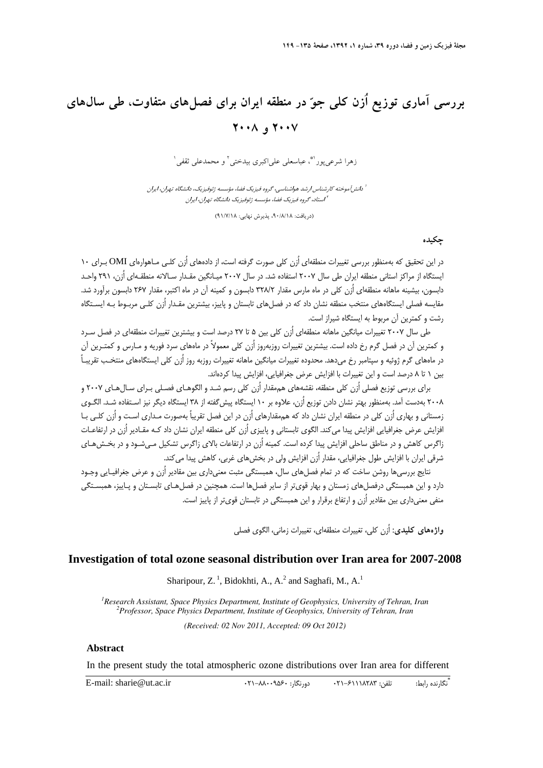# بررسی آماری توزیع اُزن کلی جوّ در منطقه ایران برای فصل‌های متفاوت، طی سال‌های ۲۰۰۷ و ۲۰۰۸

زهرا شرعی‌پور[۱*]، عباسعلی علی‌اکبری بیدختی[۲] و محمدعلی ثقفی[۱]

[۱] دانش‌آموخته کارشناس ارشد هواشناسی، گروه فیزیک فضا، مؤسسه ژئوفیزیک، دانشگاه تهران، ایران

[۲] استاد، گروه فیزیک فضا، مؤسسه ژئوفیزیک دانشگاه تهران، ایران

(دریافت: ۹۰/۸/۱۸، پذیرش نهایی: ۹۱/۷/۱۸)

## چکیده

در این تحقیق که به‌منظور بررسی تغییرات منطقه‌ای اُزن کلی صورت گرفته است، از داده‌های اُزن کلی ماهواره‌ای OMI برای ۱۰ ایستگاه از مراکز استانی منطقه ایران طی سال ۲۰۰۷ استفاده شد. در سال ۲۰۰۷ میانگین مقدار سالانه منطقه‌ای اُزن، ۲۹۱ واحد دابسون، بیشینه ماهانه منطقه‌ای اُزن کلی در ماه مارس مقدار ۳۲۸/۲ دابسون و کمینه آن در ماه اکتبر، مقدار ۲۶۷ دابسون برآورد شد. مقایسه فصلی ایستگاه‌های منتخب منطقه نشان داد که در فصل‌های تابستان و پاییز، بیشترین مقدار اُزن کلی مربوط به ایستگاه رشت و کمترین آن مربوط به ایستگاه شیراز است.

طی سال ۲۰۰۷ تغییرات میانگین ماهانه منطقه‌ای اُزن کلی بین ۵ تا ۲۷ درصد است و بیشترین تغییرات منطقه‌ای در فصل سرد و کمترین آن در فصل گرم رخ داده است. بیشترین تغییرات روزبه‌روز اُزن کلی معمولاً در ماه‌های سرد فوریه و مارس و کمترین آن در ماه‌های گرم ژوئیه و سپتامبر رخ می‌دهد. محدوده تغییرات میانگین ماهانه تغییرات روزبه روز اُزن کلی ایستگاه‌های منتخب تقریباً بین ۱ تا ۸ درصد است و این تغییرات با افزایش عرض جغرافیایی، افزایش پیدا کرده‌اند.

برای بررسی توزیع فصلی اُزن کلی منطقه، نقشه‌های هم‌مقدار اُزن کلی رسم شد و الگوهای فصلی برای سال‌های ۲۰۰۷ و ۲۰۰۸ به‌دست آمد. به‌منظور بهتر نشان دادن توزیع اُزن، علاوه بر ۱۰ ایستگاه پیش‌گفته از ۳۸ ایستگاه دیگر نیز استفاده شد. الگوی زمستانی و بهاری اُزن کلی در منطقه ایران نشان داد که هم‌مقدارهای اُزن در این فصل تقریباً به‌صورت مداری است و اُزن کلی با افزایش عرض جغرافیایی افزایش پیدا می‌کند. الگوی تابستانی و پاییزی اُزن کلی منطقه ایران نشان داد که مقادیر اُزن در ارتفاعات زاگرس کاهش و در مناطق ساحلی افزایش پیدا کرده است. کمینه اُزن در ارتفاعات بالای زاگرس تشکیل می‌شود و در بخش‌های شرقی ایران با افزایش طول جغرافیایی، مقدار اُزن افزایش ولی در بخش‌های غربی، کاهش پیدا می‌کند.

نتایج بررسی‌ها روشن ساخت که در تمام فصل‌های سال، همبستگی مثبت معنی‌داری بین مقادیر اُزن و عرض جغرافیایی وجود دارد و این همبستگی درفصل‌های زمستان و بهار قوی‌تر از سایر فصل‌ها است. همچنین در فصل‌های تابستان و پاییز، همبستگی منفی معنی‌داری بین مقادیر اُزن و ارتفاع برقرار و این همبستگی در تابستان قوی‌تر از پاییز است.

**واژه‌های کلیدی:** اُزن کلی، تغییرات منطقه‌ای، تغییرات زمانی، الگوی فصلی

## Investigation of total ozone seasonal distribution over Iran area for 2007-2008

Sharipour, Z. [1], Bidokhti, A., A.[2] and Saghafi, M., A.[1]

[1]Research Assistant, Space Physics Department, Institute of Geophysics, University of Tehran, Iran
[2]Professor, Space Physics Department, Institute of Geophysics, University of Tehran, Iran

*(Received: 02 Nov 2011, Accepted: 09 Oct 2012)*

### Abstract

In the present study the total atmospheric ozone distributions over Iran area for different

---

*نگارنده رابط: تلفن: ۶۱۱۱۸۲۸۳-۰۲۱ دورنگار: ۸۸۰۰۹۵۶۰-۰۲۱ E-mail: sharie@ut.ac.ir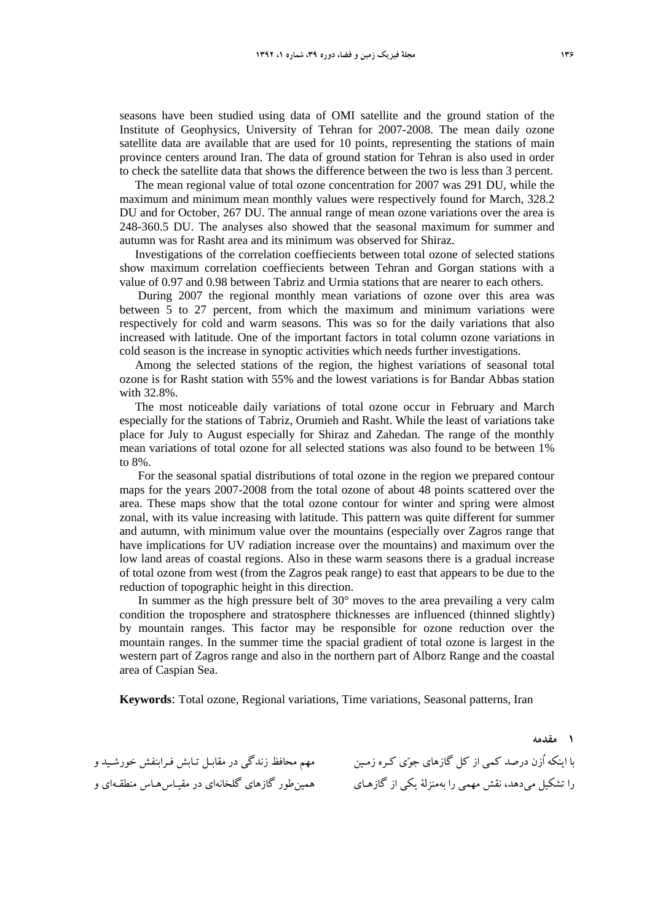seasons have been studied using data of OMI satellite and the ground station of the Institute of Geophysics, University of Tehran for 2007-2008. The mean daily ozone satellite data are available that are used for 10 points, representing the stations of main province centers around Iran. The data of ground station for Tehran is also used in order to check the satellite data that shows the difference between the two is less than 3 percent.

The mean regional value of total ozone concentration for 2007 was 291 DU, while the maximum and minimum mean monthly values were respectively found for March, 328.2 DU and for October, 267 DU. The annual range of mean ozone variations over the area is 248-360.5 DU. The analyses also showed that the seasonal maximum for summer and autumn was for Rasht area and its minimum was observed for Shiraz.

Investigations of the correlation coeffiecients between total ozone of selected stations show maximum correlation coeffiecients between Tehran and Gorgan stations with a value of 0.97 and 0.98 between Tabriz and Urmia stations that are nearer to each others.

During 2007 the regional monthly mean variations of ozone over this area was between 5 to 27 percent, from which the maximum and minimum variations were respectively for cold and warm seasons. This was so for the daily variations that also increased with latitude. One of the important factors in total column ozone variations in cold season is the increase in synoptic activities which needs further investigations.

Among the selected stations of the region, the highest variations of seasonal total ozone is for Rasht station with 55% and the lowest variations is for Bandar Abbas station with 32.8%.

The most noticeable daily variations of total ozone occur in February and March especially for the stations of Tabriz, Orumieh and Rasht. While the least of variations take place for July to August especially for Shiraz and Zahedan. The range of the monthly mean variations of total ozone for all selected stations was also found to be between 1% to 8%.

For the seasonal spatial distributions of total ozone in the region we prepared contour maps for the years 2007-2008 from the total ozone of about 48 points scattered over the area. These maps show that the total ozone contour for winter and spring were almost zonal, with its value increasing with latitude. This pattern was quite different for summer and autumn, with minimum value over the mountains (especially over Zagros range that have implications for UV radiation increase over the mountains) and maximum over the low land areas of coastal regions. Also in these warm seasons there is a gradual increase of total ozone from west (from the Zagros peak range) to east that appears to be due to the reduction of topographic height in this direction.

In summer as the high pressure belt of 30° moves to the area prevailing a very calm condition the troposphere and stratosphere thicknesses are influenced (thinned slightly) by mountain ranges. This factor may be responsible for ozone reduction over the mountain ranges. In the summer time the spacial gradient of total ozone is largest in the western part of Zagros range and also in the northern part of Alborz Range and the coastal area of Caspian Sea.

**Keywords**: Total ozone, Regional variations, Time variations, Seasonal patterns, Iran

## ۱ مقدمه

با اینکه اُزن درصد کمی از کل گازهای جوّی کـره زمـین را تشکیل می‌دهد، نقش مهمی را به‌منزلهٔ یکی از گازهـای مهم محافظ زندگی در مقابـل تـابش فـرابنفش خورشـید و همین‌طور گازهای گلخانه‌ای در مقیـاس‌هـاس منطقـه‌ای و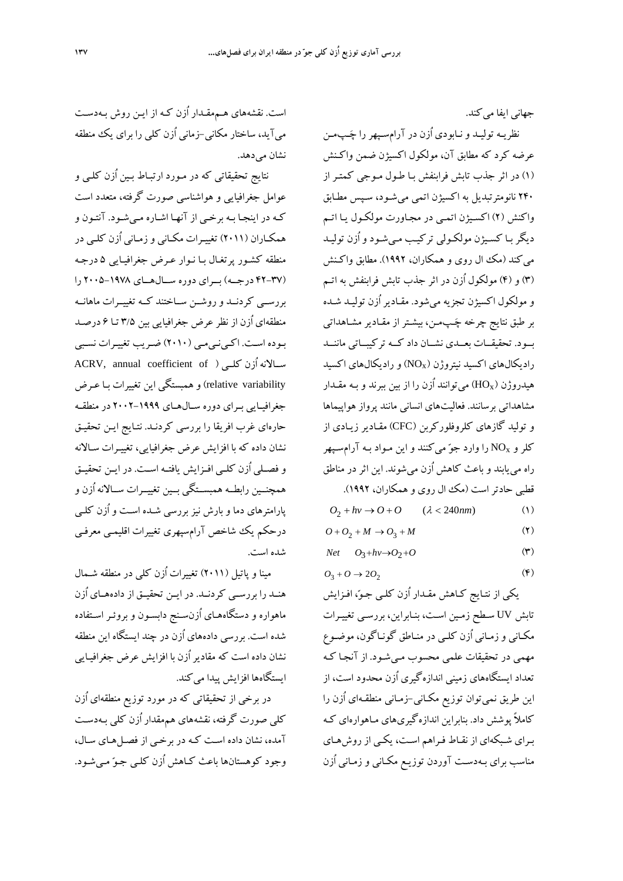جهانی ایفا می‌کند.

نظریه تولید و نابودی اُزن در آرام‌سپهر را چَپ‌مَن عرضه کرد که مطابق آن، مولکول اکسیژن ضمن واکنش (۱) در اثر جذب تابش فرابنفش با طول موجی کمتر از ۲۴۰ نانومتر تبدیل به اکسیژن اتمی می‌شود، سپس مطابق واکنش (۲) اکسیژن اتمی در مجاورت مولکول یا اتم دیگر با کسیژن مولکولی ترکیب می‌شود و اُزن تولید می‌کند (مک ال روی و همکاران، ۱۹۹۲). مطابق واکنش (۳) و (۴) مولکول اُزن در اثر جذب تابش فرابنفش به اتم و مولکول اکسیژن تجزیه می‌شود. مقادیر اُزن تولید شده بر طبق نتایج چرخه چَپ‌مَن، بیشتر از مقادیر مشاهداتی بود. تحقیقات بعدی نشان داد که ترکیباتی مانند رادیکال‌های اکسید نیتروژن ($NO_X$) و رادیکال‌های اکسید هیدروژن ($HO_X$) می‌توانند اُزن را از بین ببرند و به مقدار مشاهداتی برسانند. فعالیت‌های انسانی مانند پرواز هواپیماها و تولید گازهای کلروفلورکربن (CFC) مقادیر زیادی از کلر و $NO_X$ را وارد جوّ می‌کنند و این مواد به آرام‌سپهر راه می‌یابند و باعث کاهش اُزن می‌شوند. این اثر در مناطق قطبی حادتر است (مک ال روی و همکاران، ۱۹۹۲).

$$O_2 + h\nu \rightarrow O + O \qquad (\lambda < 240nm) \tag{1}$$

$$O + O_2 + M \rightarrow O_3 + M \tag{2}$$

$$Net \quad O_3 + h\nu \rightarrow O_2 + O \tag{3}$$

$$O_3 + O \rightarrow 2O_2 \tag{4}$$

یکی از نتایج کاهش مقدار اُزن کلی جوّ، افزایش تابش UV سطح زمین است، بنابراین، بررسی تغییرات مکانی و زمانی اُزن کلی در مناطق گوناگون، موضوع مهمی در تحقیقات علمی محسوب می‌شود. از آنجا که تعداد ایستگاه‌های زمینی اندازه‌گیری اُزن محدود است، از این طریق نمی‌توان توزیع مکانی-زمانی منطقه‌ای اُزن را کاملاً پوشش داد. بنابراین اندازه‌گیری‌های ماهواره‌ای که برای شبکه‌ای از نقاط فراهم است، یکی از روش‌های مناسب برای به‌دست آوردن توزیع مکانی و زمانی اُزن است. نقشه‌های هم‌مقدار اُزن که از این روش به‌دست می‌آید، ساختار مکانی-زمانی اُزن کلی را برای یک منطقه نشان می‌دهد.

نتایج تحقیقاتی که در مورد ارتباط بین اُزن کلی و عوامل جغرافیایی و هواشناسی صورت گرفته، متعدد است که در اینجا به برخی از آنها اشاره می‌شود. آنتون و همکاران (۲۰۱۱) تغییرات مکانی و زمانی اُزن کلی در منطقه کشور پرتغال با نوار عرض جغرافیایی ۵ درجه (۳۷–۴۲ درجه) برای دوره سال‌های ۱۹۷۸–۲۰۰۵ را بررسی کردند و روشن ساختند که تغییرات ماهانه منطقه‌ای اُزن از نظر عرض جغرافیایی بین ۳/۵ تا ۶ درصد بوده است. اکی‌نی‌می (۲۰۱۰) ضریب تغییرات نسبی سالانه اُزن کلی (ACRV, annual coefficient of relative variability) و همبستگی این تغییرات با عرض جغرافیایی برای دوره سال‌های ۱۹۹۹–۲۰۰۲ در منطقه حاره‌ای غرب افریقا را بررسی کردند. نتایج این تحقیق نشان داده که با افزایش عرض جغرافیایی، تغییرات سالانه و فصلی اُزن کلی افزایش یافته است. در این تحقیق همچنین رابطه همبستگی بین تغییرات سالانه اُزن و پارامترهای دما و بارش نیز بررسی شده است و اُزن کلی درحکم یک شاخص آرام‌سپهری تغییرات اقلیمی معرفی شده است.

مینا و پاتیل (۲۰۱۱) تغییرات اُزن کلی در منطقه شمال هند را بررسی کردند. در این تحقیق از داده‌های اُزن ماهواره و دستگاه‌های اُزن‌سنج دابسون و بروئر استفاده شده است. بررسی داده‌های اُزن در چند ایستگاه این منطقه نشان داده است که مقادیر اُزن با افزایش عرض جغرافیایی ایستگاه‌ها افزایش پیدا می‌کند.

در برخی از تحقیقاتی که در مورد توزیع منطقه‌ای اُزن کلی صورت گرفته، نقشه‌های هم‌مقدار اُزن کلی به‌دست آمده، نشان داده است که در برخی از فصل‌های سال، وجود کوهستان‌ها باعث کاهش اُزن کلی جوّ می‌شود.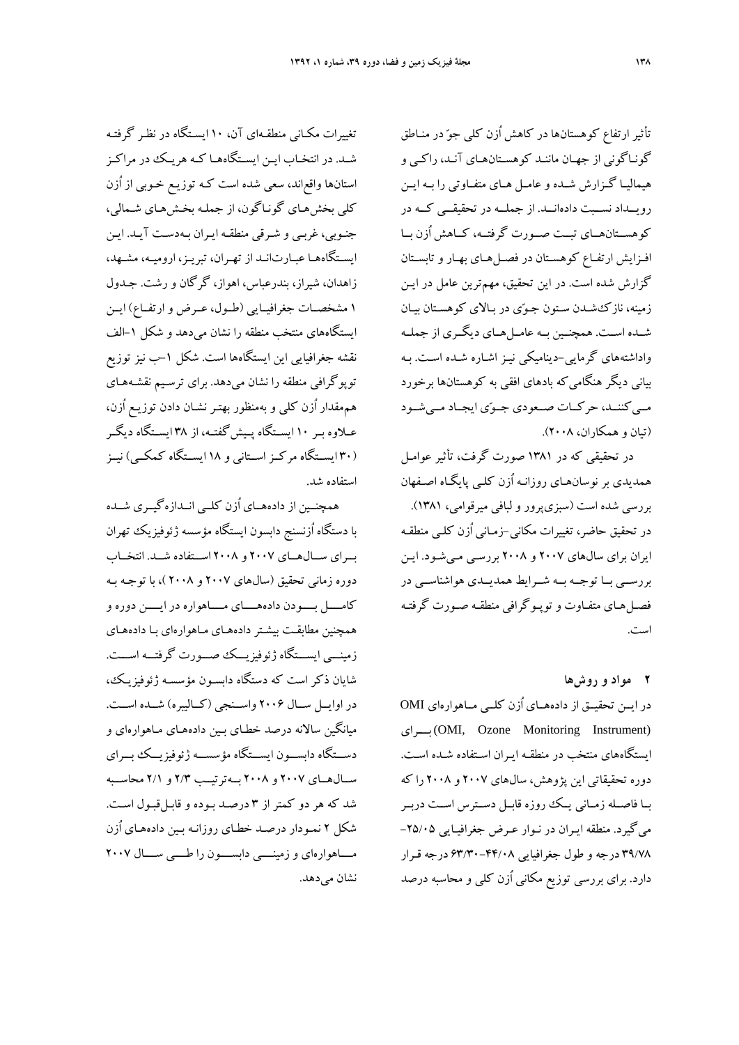تأثیر ارتفاع کوهستان‌ها در کاهش اُزن کلی جوّ در مناطق گوناگونی از جهان مانند کوهستان‌های آند، راکی و هیمالیا گزارش شده و عامل های متفاوتی را به این رویداد نسبت داده‌اند. از جمله در تحقیقی که در کوهستان‌های تبت صورت گرفته، کاهش اُزن با افزایش ارتفاع کوهستان در فصل‌های بهار و تابستان گزارش شده است. در این تحقیق، مهم‌ترین عامل در این زمینه، نازک‌شدن ستون جوّی در بالای کوهستان بیان شده است. همچنین به عامل‌های دیگری از جمله واداشته‌های گرمایی-دینامیکی نیز اشاره شده است. به بیانی دیگر هنگامی‌که بادهای افقی به کوهستان‌ها برخورد می‌کنند، حرکات صعودی جوّی ایجاد می‌شود (تیان و همکاران، ۲۰۰۸).

در تحقیقی که در ۱۳۸۱ صورت گرفت، تأثیر عوامل همدیدی بر نوسان‌های روزانه اُزن کلی پایگاه اصفهان بررسی شده است (سبزی‌پرور و لبافی میرقوامی، ۱۳۸۱). در تحقیق حاضر، تغییرات مکانی-زمانی اُزن کلی منطقه ایران برای سال‌های ۲۰۰۷ و ۲۰۰۸ بررسی می‌شود. این بررسی با توجه به شرایط همدیدی هواشناسی در فصل‌های متفاوت و توپوگرافی منطقه صورت گرفته است.

## ۲ مواد و روش‌ها

در این تحقیق از داده‌های اُزن کلی ماهواره‌ای OMI (OMI, Ozone Monitoring Instrument) برای ایستگاه‌های منتخب در منطقه ایران استفاده شده است. دوره تحقیقاتی این پژوهش، سال‌های ۲۰۰۷ و ۲۰۰۸ را که با فاصله زمانی یک روزه قابل دسترس است دربر می‌گیرد. منطقه ایران در نوار عرض جغرافیایی ۲۵/۰۵-۳۹/۷۸ درجه و طول جغرافیایی ۴۴/۰۸-۶۳/۳۰ درجه قرار دارد. برای بررسی توزیع مکانی اُزن کلی و محاسبه درصد تغییرات مکانی منطقه‌ای آن، ۱۰ ایستگاه در نظر گرفته شد. در انتخاب این ایستگاه‌ها که هریک در مراکز استان‌ها واقع‌اند، سعی شده است که توزیع خوبی از اُزن کلی بخش‌های گوناگون، از جمله بخش‌های شمالی، جنوبی، غربی و شرقی منطقه ایران به‌دست آید. این ایستگاه‌ها عبارت‌اند از تهران، تبریز، ارومیه، مشهد، زاهدان، شیراز، بندرعباس، اهواز، گرگان و رشت. جدول ۱ مشخصات جغرافیایی (طول، عرض و ارتفاع) این ایستگاه‌های منتخب منطقه را نشان می‌دهد و شکل ۱-الف نقشه جغرافیایی این ایستگاه‌ها است. شکل ۱-ب نیز توزیع توپوگرافی منطقه را نشان می‌دهد. برای ترسیم نقشه‌های هم‌مقدار اُزن کلی و به‌منظور بهتر نشان دادن توزیع اُزن، علاوه بر ۱۰ ایستگاه پیش‌گفته، از ۳۸ ایستگاه دیگر (۳۰ ایستگاه مرکز استانی و ۱۸ ایستگاه کمکی) نیز استفاده شد.

همچنین از داده‌های اُزن کلی اندازه‌گیری شده با دستگاه اُزن‌سنج دابسون ایستگاه مؤسسه ژئوفیزیک تهران برای سال‌های ۲۰۰۷ و ۲۰۰۸ استفاده شد. انتخاب دوره زمانی تحقیق (سال‌های ۲۰۰۷ و ۲۰۰۸ )، با توجه به کامل بودن داده‌های ماهواره در این دوره و همچنین مطابقت بیشتر داده‌های ماهواره‌ای با داده‌های زمینی ایستگاه ژئوفیزیک صورت گرفته است. شایان ذکر است که دستگاه دابسون مؤسسه ژئوفیزیک، در اوایل سال ۲۰۰۶ واسنجی (کالیبره) شده است. میانگین سالانه درصد خطای بین داده‌های ماهواره‌ای و دستگاه دابسون ایستگاه مؤسسه ژئوفیزیک برای سال‌های ۲۰۰۷ و ۲۰۰۸ به‌ترتیب ۲/۳ و ۲/۱ محاسبه شد که هر دو کمتر از ۳ درصد بوده و قابل‌قبول است. شکل ۲ نمودار درصد خطای روزانه بین داده‌های اُزن ماهواره‌ای و زمینی دابسون را طی سال ۲۰۰۷ نشان می‌دهد.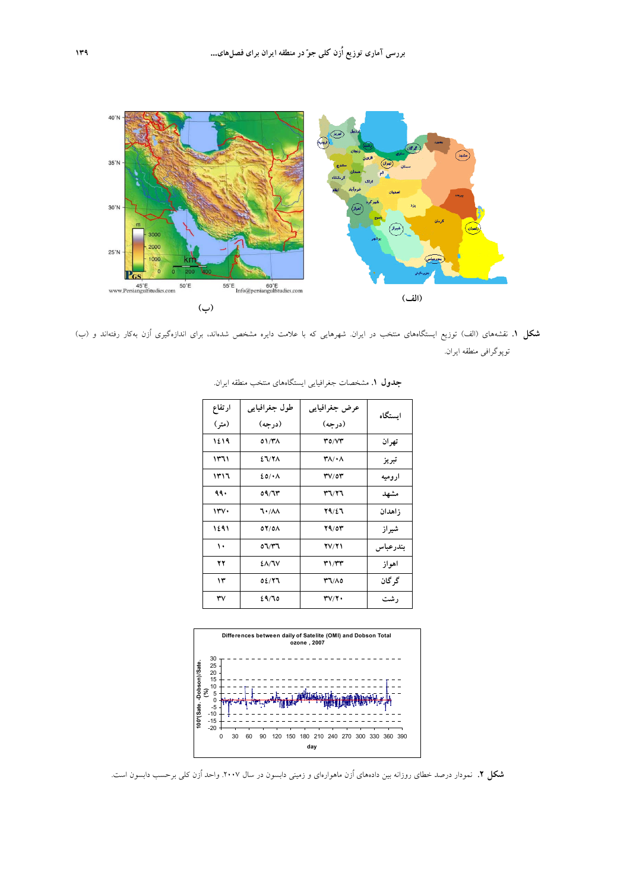(ب)

(الف)

**شکل ۱.** نقشه‌های (الف) توزیع ایستگاه‌های منتخب در ایران. شهرهایی که با علامت دایره مشخص شده‌اند، برای اندازه‌گیری اُزن به‌کار رفته‌اند و (ب) توپوگرافی منطقه ایران.

**جدول ۱.** مشخصات جغرافیایی ایستگاه‌های منتخب منطقه ایران.

| ایستگاه | عرض جغرافیایی (درجه) | طول جغرافیایی (درجه) | ارتفاع (متر) |
|---|---|---|---|
| تهران | ۳۵/۷۳ | ۵۱/۳۸ | ۱۴۱۹ |
| تبریز | ۳۸/۰۸ | ۴۶/۲۸ | ۱۳۶۱ |
| ارومیه | ۳۷/۵۳ | ۴۵/۰۸ | ۱۳۱۶ |
| مشهد | ۳۶/۲۶ | ۵۹/۶۳ | ۹۹۰ |
| زاهدان | ۲۹/۴۶ | ۶۰/۸۸ | ۱۳۷۰ |
| شیراز | ۲۹/۵۳ | ۵۲/۵۸ | ۱۴۹۱ |
| بندرعباس | ۲۷/۲۱ | ۵۶/۳۶ | ۱۰ |
| اهواز | ۳۱/۳۳ | ۴۸/۶۷ | ۲۲ |
| گرگان | ۳۶/۸۵ | ۵۴/۲۶ | ۱۳ |
| رشت | ۳۷/۲۰ | ۴۹/۶۵ | ۳۷ |

**شکل ۲.** نمودار درصد خطای روزانه بین داده‌های اُزن ماهواره‌ای و زمینی دابسون در سال ۲۰۰۷. واحد اُزن کلی برحسب دابسون است.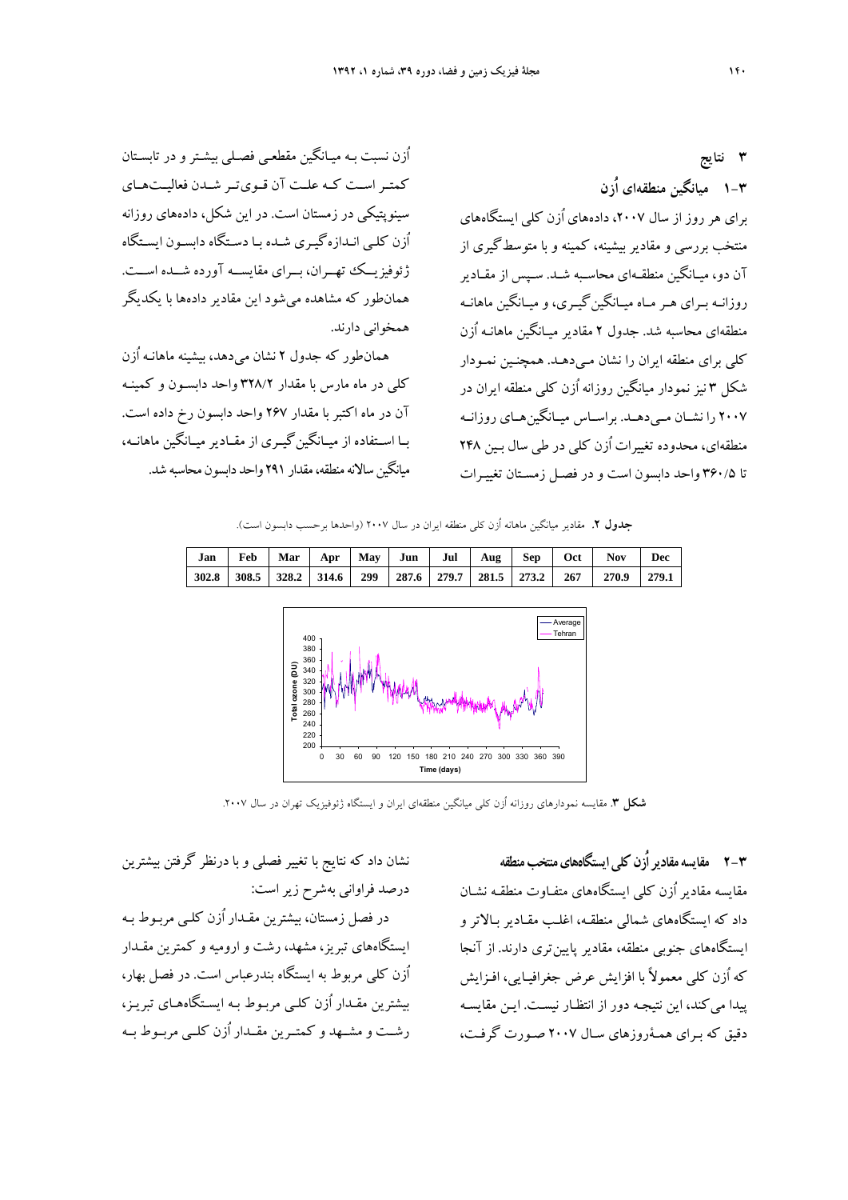## ۳ نتایج

### ۳-۱ میانگین منطقه‌ای اُزن

برای هر روز از سال ۲۰۰۷، داده‌های اُزن کلی ایستگاه‌های منتخب بررسی و مقادیر بیشینه، کمینه و با متوسط‌گیری از آن دو، میانگین منطقه‌ای محاسبه شد. سپس از مقادیر روزانه برای هر ماه میانگین‌گیری، و میانگین ماهانه منطقه‌ای محاسبه شد. جدول ۲ مقادیر میانگین ماهانه اُزن کلی برای منطقه ایران را نشان می‌دهد. همچنین نمودار شکل ۳ نیز نمودار میانگین روزانه اُزن کلی منطقه ایران در ۲۰۰۷ را نشان می‌دهد. براساس میانگین‌های روزانه منطقه‌ای، محدوده تغییرات اُزن کلی در طی سال بین ۲۴۸ تا ۳۶۰/۵ واحد دابسون است و در فصل زمستان تغییرات اُزن نسبت به میانگین مقطعی فصلی بیشتر و در تابستان کمتر است که علت آن قوی‌تر شدن فعالیت‌های سینوپتیکی در زمستان است. در این شکل، داده‌های روزانه اُزن کلی اندازه‌گیری شده با دستگاه دابسون ایستگاه ژئوفیزیک تهران، برای مقایسه آورده شده است. همان‌طور که مشاهده می‌شود این مقادیر داده‌ها با یکدیگر همخوانی دارند.

همان‌طور که جدول ۲ نشان می‌دهد، بیشینه ماهانه اُزن کلی در ماه مارس با مقدار ۳۲۸/۲ واحد دابسون و کمینه آن در ماه اکتبر با مقدار ۲۶۷ واحد دابسون رخ داده است. با استفاده از میانگین‌گیری از مقادیر میانگین ماهانه، میانگین سالانه منطقه، مقدار ۲۹۱ واحد دابسون محاسبه شد.

**جدول ۲.** مقادیر میانگین ماهانه اُزن کلی منطقه ایران در سال ۲۰۰۷ (واحدها برحسب دابسون است).

| Jan | Feb | Mar | Apr | May | Jun | Jul | Aug | Sep | Oct | Nov | Dec |
|---|---|---|---|---|---|---|---|---|---|---|---|
| 302.8 | 308.5 | 328.2 | 314.6 | 299 | 287.6 | 279.7 | 281.5 | 273.2 | 267 | 270.9 | 279.1 |

**شکل ۳.** مقایسه نمودارهای روزانه اُزن کلی میانگین منطقه‌ای ایران و ایستگاه ژئوفیزیک تهران در سال ۲۰۰۷.

### ۳-۲ مقایسه مقادیر اُزن کلی ایستگاه‌های منتخب منطقه

مقایسه مقادیر اُزن کلی ایستگاه‌های متفاوت منطقه نشان داد که ایستگاه‌های شمالی منطقه، اغلب مقادیر بالاتر و ایستگاه‌های جنوبی منطقه، مقادیر پایین‌تری دارند. از آنجا که اُزن کلی معمولاً با افزایش عرض جغرافیایی، افزایش پیدا می‌کند، این نتیجه دور از انتظار نیست. این مقایسه دقیق که برای همهٔ روزهای سال ۲۰۰۷ صورت گرفت، نشان داد که نتایج با تغییر فصلی و با درنظر گرفتن بیشترین درصد فراوانی به‌شرح زیر است:

در فصل زمستان، بیشترین مقدار اُزن کلی مربوط به ایستگاه‌های تبریز، مشهد، رشت و ارومیه و کمترین مقدار اُزن کلی مربوط به ایستگاه بندرعباس است. در فصل بهار، بیشترین مقدار اُزن کلی مربوط به ایستگاه‌های تبریز، رشت و مشهد و کمترین مقدار اُزن کلی مربوط به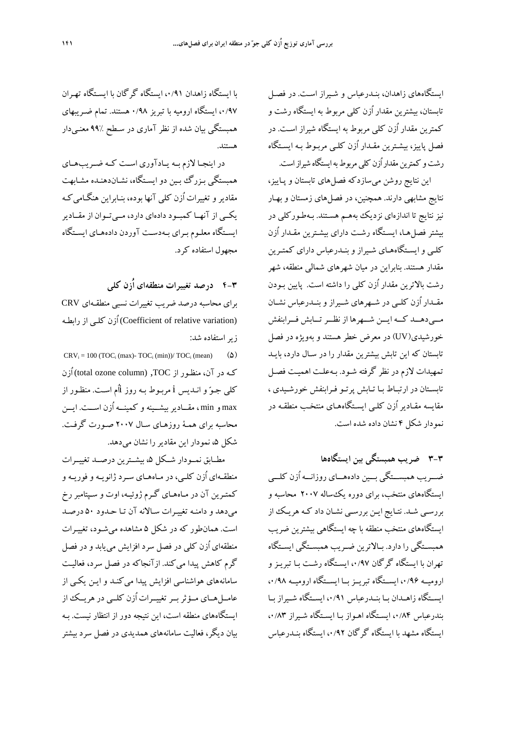ایستگاه‌های زاهدان، بندرعباس و شیراز است. در فصل تابستان، بیشترین مقدار اُزن کلی مربوط به ایستگاه رشت و کمترین مقدار اُزن کلی مربوط به ایستگاه شیراز است. در فصل پاییز، بیشترین مقدار اُزن کلی مربوط به ایستگاه رشت و کمترین مقدار اُزن کلی مربوط به ایستگاه شیراز است.

این نتایج روشن می‌سازدکه فصل‌های تابستان و پاییز، نتایج مشابهی دارند. همچنین، در فصل‌های زمستان و بهار نیز نتایج تا اندازه‌ای نزدیک به‌هم هستند. به‌طورکلی در بیشتر فصل‌ها، ایستگاه رشت دارای بیشترین مقدار اُزن کلی و ایستگاه‌های شیراز و بندرعباس دارای کمترین مقدار هستند. بنابراین در میان شهرهای شمالی منطقه، شهر رشت بالاترین مقدار اُزن کلی را داشته است. پایین بودن مقدار اُزن کلی در شهرهای شیراز و بندرعباس نشان می‌دهد که این شهرها از نظر تابش فرابنفش خورشیدی(UV) در معرض خطر هستند و به‌ویژه در فصل تابستان که این تابش بیشترین مقدار را در سال دارد، باید تمهیدات لازم در نظر گرفته شود. به‌علت اهمیت فصل تابستان در ارتباط با تابش پرتو فرابنفش خورشیدی ، مقایسه مقادیر اُزن کلی ایستگاه‌های منتخب منطقه در نمودار شکل ۴ نشان داده شده است.

## ۳-۳ ضریب همبستگی بین ایستگاه‌ها

ضریب همبستگی بین داده‌های روزانه اُزن کلی ایستگاه‌های منتخب، برای دوره یک‌ساله ۲۰۰۷ محاسبه و بررسی شد. نتایج این بررسی نشان داد که هریک از ایستگاه‌های منتخب منطقه با چه ایستگاهی بیشترین ضریب همبستگی را دارد. بالاترین ضریب همبستگی ایستگاه تهران با ایستگاه گرگان ۰/۹۷، ایستگاه رشت با تبریز و ارومیه ۰/۹۶، ایستگاه تبریز با ایستگاه ارومیه ۰/۹۸، ایستگاه زاهدان با بندرعباس ۰/۹۱، ایستگاه شیراز با بندرعباس ۰/۸۴، ایستگاه اهواز با ایستگاه شیراز ۰/۸۳، ایستگاه مشهد با ایستگاه گرگان ۰/۹۲، ایستگاه بندرعباس با ایستگاه زاهدان ۰/۹۱، ایستگاه گرگان با ایستگاه تهران ۰/۹۷، ایستگاه ارومیه با تبریز ۰/۹۸ هستند. تمام ضریبهای همبستگی بیان شده از نظر آماری در سطح ٪۹۹ معنی‌دار هستند.

در اینجا لازم به یادآوری است که ضریب‌های همبستگی بزرگ بین دو ایستگاه، نشان‌دهنده مشابهت مقادیر و تغییرات اُزن کلی آنها بوده، بنابراین هنگامی‌که یکی از آنها کمبود داده‌ای دارد، می‌توان از مقادیر ایستگاه معلوم برای به‌دست آوردن داده‌های ایستگاه مجهول استفاده کرد.

## ۴-۳ درصد تغییرات منطقه‌ای اُزن کلی

برای محاسبه درصد ضریب تغییرات نسبی منطقه‌ای CRV (Coefficient of relative variation) اُزن کلی از رابطه زیر استفاده شد:

$$CRV_i = 100\,(TOC_i\,(max) - TOC_i\,(min)) / TOC_i\,(mean) \qquad (5)$$

که در آن، منظور از TOC, (total ozone column) اُزن کلی جوّ و اندیس i مربوط به روز iاُم است. منظور از max و min ، مقادیر بیشینه و کمینه اُزن است. این محاسبه برای همهٔ روزهای سال ۲۰۰۷ صورت گرفت. شکل ۵، نمودار این مقادیر را نشان می‌دهد.

مطابق نمودار شکل ۵، بیشترین درصد تغییرات منطقه‌ای اُزن کلی، در ماه‌های سرد ژانویه و فوریه و کمترین آن در ماه‌های گرم ژوئیه، اوت و سپتامبر رخ می‌دهد و دامنه تغییرات سالانه آن تا حدود ۵۰ درصد است. همان‌طور که در شکل ۵ مشاهده می‌شود، تغییرات منطقه‌ای اُزن کلی در فصل سرد افزایش می‌یابد و در فصل گرم کاهش پیدا می‌کند. ازآنجاکه در فصل سرد، فعالیت سامانه‌های هواشناسی افزایش پیدا می‌کند و این یکی از عامل‌های مؤثر بر تغییرات اُزن کلی در هریک از ایستگاه‌های منطقه است، این نتیجه دور از انتظار نیست. به بیان دیگر، فعالیت سامانه‌های همدیدی در فصل سرد بیشتر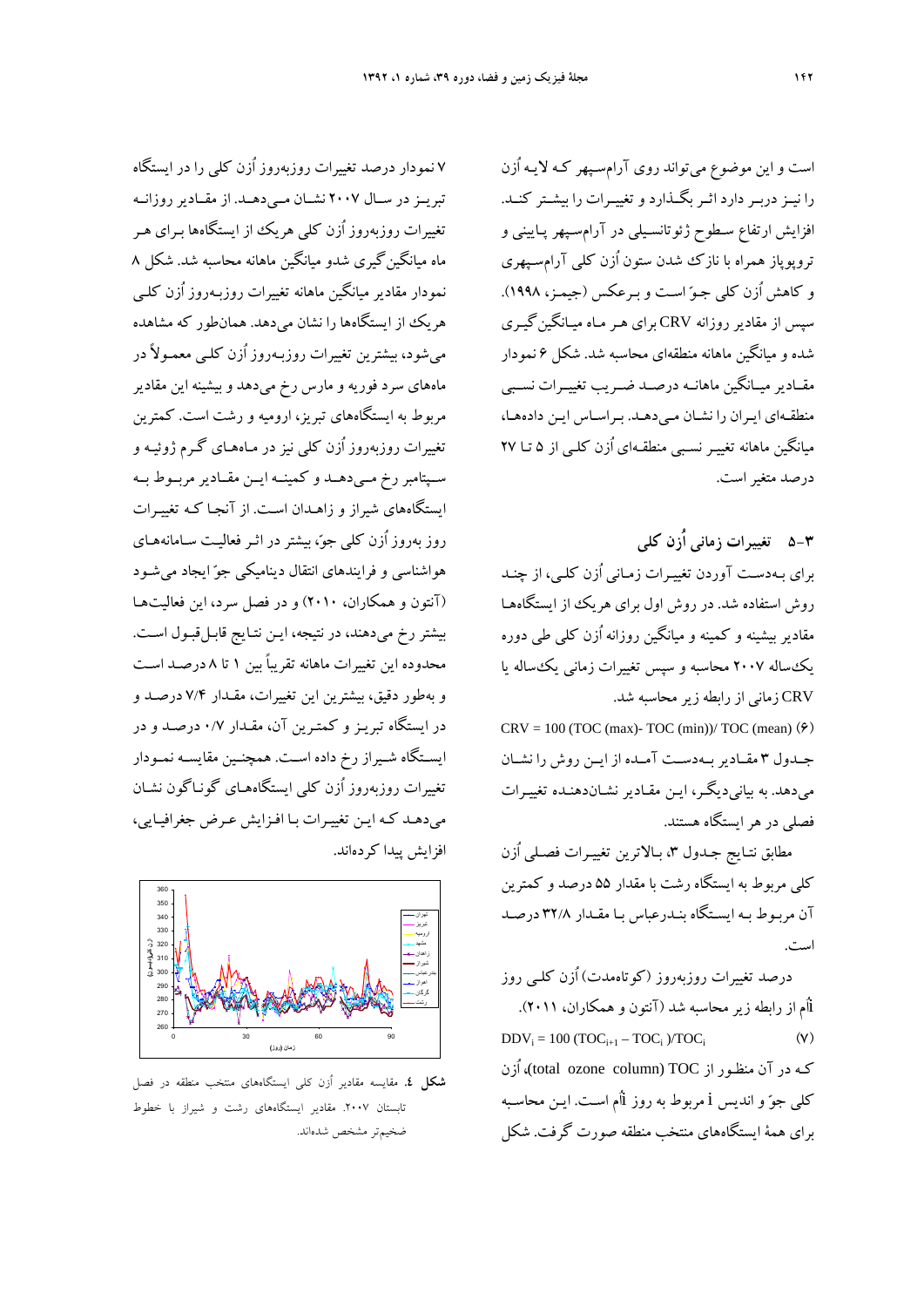است و این موضوع می‌تواند روی آرام‌سپهر که لایه اُزن را نیز دربر دارد اثر بگذارد و تغییرات را بیشتر کند. افزایش ارتفاع سطوح ژئوتانسیلی در آرام‌سپهر پایینی و تروپوپاز همراه با نازک شدن ستون اُزن کلی آرام‌سپهری و کاهش اُزن کلی جوّ است و برعکس (جیمز، ۱۹۹۸). سپس از مقادیر روزانه CRV برای هر ماه میانگین‌گیری شده و میانگین ماهانه منطقه‌ای محاسبه شد. شکل ۶ نمودار مقادیر میانگین ماهانه درصد ضریب تغییرات نسبی منطقه‌ای ایران را نشان می‌دهد. براساس این داده‌ها، میانگین ماهانه تغییر نسبی منطقه‌ای اُزن کلی از ۵ تا ۲۷ درصد متغیر است.

## ۳-۵ تغییرات زمانی اُزن کلی

برای به‌دست آوردن تغییرات زمانی اُزن کلی، از چند روش استفاده شد. در روش اول برای هریک از ایستگاه‌ها مقادیر بیشینه و کمینه و میانگین روزانه اُزن کلی طی دوره یک‌ساله ۲۰۰۷ محاسبه و سپس تغییرات زمانی یک‌ساله یا CRV زمانی از رابطه زیر محاسبه شد.

$$CRV = 100\,(TOC\,(max) - TOC\,(min)) / TOC\,(mean) \quad (6)$$

جدول ۳ مقادیر به‌دست آمده از این روش را نشان می‌دهد. به بیانی‌دیگر، این مقادیر نشان‌دهنده تغییرات فصلی در هر ایستگاه هستند.

مطابق نتایج جدول ۳، بالاترین تغییرات فصلی اُزن کلی مربوط به ایستگاه رشت با مقدار ۵۵ درصد و کمترین آن مربوط به ایستگاه بندرعباس با مقدار ۳۲/۸ درصد است.

درصد تغییرات روزبه‌روز (کوتاه‌مدت) اُزن کلی روز $i$اُم از رابطه زیر محاسبه شد (آنتون و همکاران، ۲۰۱۱).

$$DDV_i = 100\,(TOC_{i+1} - TOC_i)/TOC_i \quad (7)$$

که در آن منظور از TOC (total ozone column)، اُزن کلی جوّ و اندیس $i$ مربوط به روز $i$اُم است. این محاسبه برای همهٔ ایستگاه‌های منتخب منطقه صورت گرفت. شکل ۷ نمودار درصد تغییرات روزبه‌روز اُزن کلی را در ایستگاه تبریز در سال ۲۰۰۷ نشان می‌دهد. از مقادیر روزانه تغییرات روزبه‌روز اُزن کلی هریک از ایستگاه‌ها برای هر ماه میانگین‌گیری شد و میانگین ماهانه محاسبه شد. شکل ۸ نمودار مقادیر میانگین ماهانه تغییرات روزبه‌روز اُزن کلی هریک از ایستگاه‌ها را نشان می‌دهد. همان‌طور که مشاهده می‌شود، بیشترین تغییرات روزبه‌روز اُزن کلی معمولاً در ماه‌های سرد فوریه و مارس رخ می‌دهد و بیشینه این مقادیر مربوط به ایستگاه‌های تبریز، ارومیه و رشت است. کمترین تغییرات روزبه‌روز اُزن کلی نیز در ماه‌های گرم ژوئیه و سپتامبر رخ می‌دهد و کمینه این مقادیر مربوط به ایستگاه‌های شیراز و زاهدان است. از آنجا که تغییرات روز به‌روز اُزن کلی جوّ، بیشتر در اثر فعالیت سامانه‌های هواشناسی و فرایندهای انتقال دینامیکی جوّ ایجاد می‌شود (آنتون و همکاران، ۲۰۱۰) و در فصل سرد، این فعالیت‌ها بیشتر رخ می‌دهند، در نتیجه، این نتایج قابل‌قبول است. محدوده این تغییرات ماهانه تقریباً بین ۱ تا ۸ درصد است و به‌طور دقیق، بیشترین این تغییرات، مقدار ۷/۴ درصد و در ایستگاه تبریز و کمترین آن، مقدار ۰/۷ درصد و در ایستگاه شیراز رخ داده است. همچنین مقایسه نمودار تغییرات روزبه‌روز اُزن کلی ایستگاه‌های گوناگون نشان می‌دهد که این تغییرات با افزایش عرض جغرافیایی، افزایش پیدا کرده‌اند.

**شکل ٤.** مقایسه مقادیر اُزن کلی ایستگاه‌های منتخب منطقه در فصل تابستان ۲۰۰۷. مقادیر ایستگاه‌های رشت و شیراز با خطوط ضخیم‌تر مشخص شده‌اند.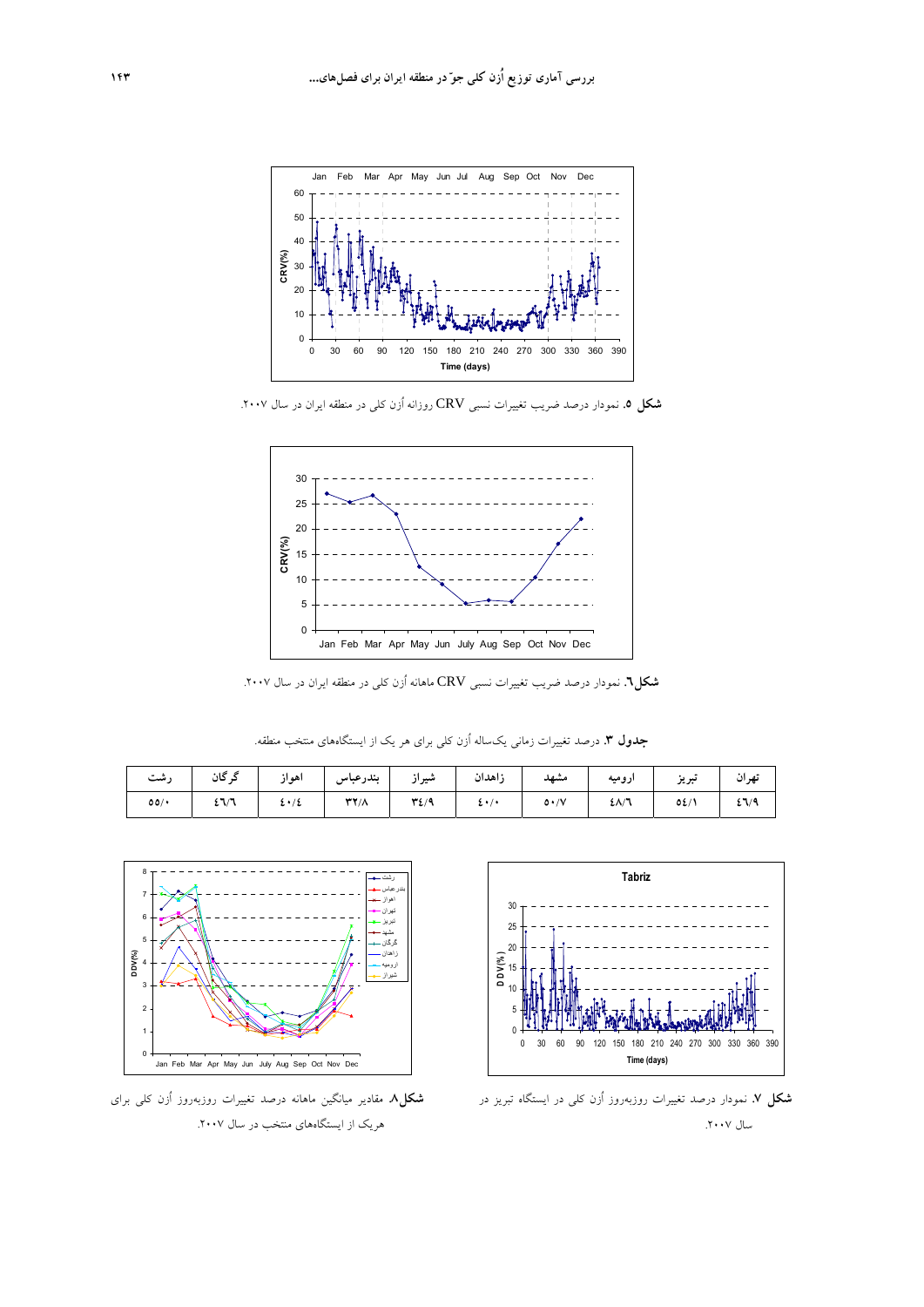شکل ۵. نمودار درصد ضریب تغییرات نسبی CRV روزانهٔ اُزن کلی در منطقه ایران در سال ۲۰۰۷.

شکل۶. نمودار درصد ضریب تغییرات نسبی CRV ماهانه اُزن کلی در منطقه ایران در سال ۲۰۰۷.

جدول ۳. درصد تغییرات زمانی یک‌ساله اُزن کلی برای هر یک از ایستگاه‌های منتخب منطقه.

| تهران | تبریز | ارومیه | مشهد | زاهدان | شیراز | بندرعباس | اهواز | گرگان | رشت |
|---|---|---|---|---|---|---|---|---|---|
| ۴۶/۹ | ۵۴/۱ | ۴۸/۶ | ۵۰/۷ | ۴۰/۰ | ۳۴/۹ | ۳۲/۸ | ۴۰/۴ | ۴۶/۶ | ۵۵/۰ |

شکل ۷. نمودار درصد تغییرات روزبه‌روز اُزن کلی در ایستگاه تبریز در سال ۲۰۰۷.

شکل۸. مقادیر میانگین ماهانه درصد تغییرات روزبه‌روز اُزن کلی برای هریک از ایستگاه‌های منتخب در سال ۲۰۰۷.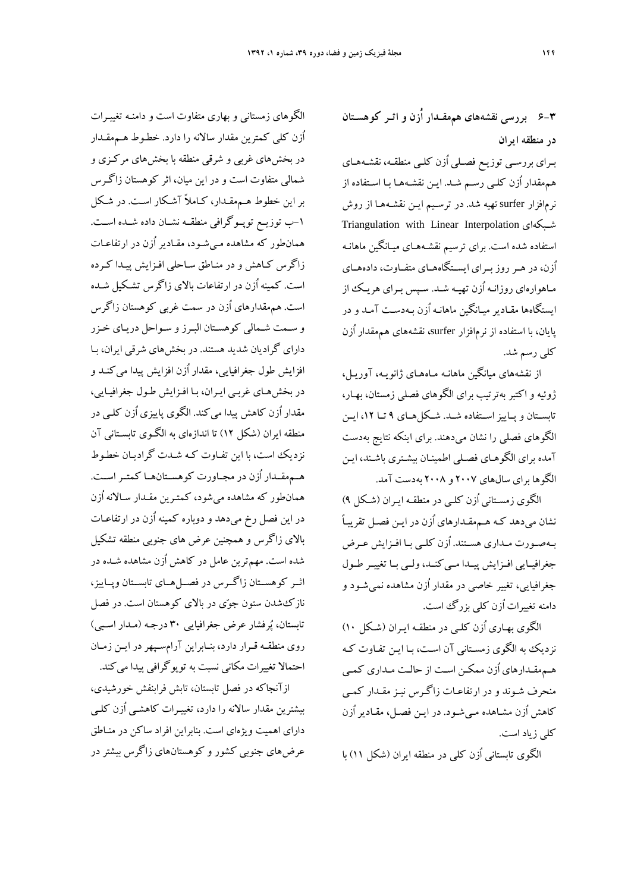## ۳-۶ بررسی نقشه‌های هم‌مقدار اُزن و اثر کوهستان در منطقه ایران

برای بررسی توزیع فصلی اُزن کلی منطقه، نقشه‌های هم‌مقدار اُزن کلی رسم شد. این نقشه‌ها با استفاده از نرم‌افزار surfer تهیه شد. در ترسیم این نقشه‌ها از روش شبکه‌ای Triangulation with Linear Interpolation استفاده شده است. برای ترسیم نقشه‌های میانگین ماهانه اُزن، در هر روز برای ایستگاه‌های متفاوت، داده‌های ماهواره‌ای روزانه اُزن تهیه شد. سپس برای هریک از ایستگاه‌ها مقادیر میانگین ماهانه اُزن به‌دست آمد و در پایان، با استفاده از نرم‌افزار surfer، نقشه‌های هم‌مقدار اُزن کلی رسم شد.

از نقشه‌های میانگین ماهانه ماه‌های ژانویه، آوریل، ژوئیه و اکتبر به‌ترتیب برای الگوهای فصلی زمستان، بهار، تابستان و پاییز استفاده شد. شکل‌های ۹ تا ۱۲، این الگوهای فصلی را نشان می‌دهند. برای اینکه نتایج به‌دست آمده برای الگوهای فصلی اطمینان بیشتری باشند، این الگوها برای سال‌های ۲۰۰۷ و ۲۰۰۸ به‌دست آمد.

الگوی زمستانی اُزن کلی در منطقه ایران (شکل ۹) نشان می‌دهد که هم‌مقدارهای اُزن در این فصل تقریباً به‌صورت مداری هستند. اُزن کلی با افزایش عرض جغرافیایی افزایش پیدا می‌کند، ولی با تغییر طول جغرافیایی، تغییر خاصی در مقدار اُزن مشاهده نمی‌شود و دامنه تغییرات اُزن کلی بزرگ است.

الگوی بهاری اُزن کلی در منطقه ایران (شکل ۱۰) نزدیک به الگوی زمستانی آن است، با این تفاوت که هم‌مقدارهای اُزن ممکن است از حالت مداری کمی منحرف شوند و در ارتفاعات زاگرس نیز مقدار کمی کاهش اُزن مشاهده می‌شود. در این فصل، مقادیر اُزن کلی زیاد است.

الگوی تابستانی اُزن کلی در منطقه ایران (شکل ۱۱) با الگوهای زمستانی و بهاری متفاوت است و دامنه تغییرات اُزن کلی کمترین مقدار سالانه را دارد. خطوط هم‌مقدار در بخش‌های غربی و شرقی منطقه با بخش‌های مرکزی و شمالی متفاوت است و در این میان، اثر کوهستان زاگرس بر این خطوط هم‌مقدار، کاملاً آشکار است. در شکل ۱-ب توزیع توپوگرافی منطقه نشان داده شده است. همان‌طور که مشاهده می‌شود، مقادیر اُزن در ارتفاعات زاگرس کاهش و در مناطق ساحلی افزایش پیدا کرده است. کمینه اُزن در ارتفاعات بالای زاگرس تشکیل شده است. هم‌مقدارهای اُزن در سمت غربی کوهستان زاگرس و سمت شمالی کوهستان البرز و سواحل دریای خزر دارای گرادیان شدید هستند. در بخش‌های شرقی ایران، با افزایش طول جغرافیایی، مقدار اُزن افزایش پیدا می‌کند و در بخش‌های غربی ایران، با افزایش طول جغرافیایی، مقدار اُزن کاهش پیدا می‌کند. الگوی پاییزی اُزن کلی در منطقه ایران (شکل ۱۲) تا اندازه‌ای به الگوی تابستانی آن نزدیک است، با این تفاوت که شدت گرادیان خطوط هم‌مقدار اُزن در مجاورت کوهستان‌ها کمتر است. همان‌طور که مشاهده می‌شود، کمترین مقدار سالانه اُزن در این فصل رخ می‌دهد و دوباره کمینه اُزن در ارتفاعات بالای زاگرس و همچنین عرض های جنوبی منطقه تشکیل شده است. مهم‌ترین عامل در کاهش اُزن مشاهده شده در اثر کوهستان زاگرس در فصل‌های تابستان وپاییز، نازک‌شدن ستون جوّی در بالای کوهستان است. در فصل تابستان، پُرفشار عرض جغرافیایی ۳۰ درجه (مدار اسبی) روی منطقه قرار دارد، بنابراین آرام‌سپهر در این زمان احتمالا تغییرات مکانی نسبت به توپوگرافی پیدا می‌کند.

ازآنجاکه در فصل تابستان، تابش فرابنفش خورشیدی، بیشترین مقدار سالانه را دارد، تغییرات کاهشی اُزن کلی دارای اهمیت ویژه‌ای است. بنابراین افراد ساکن در مناطق عرض‌های جنوبی کشور و کوهستان‌های زاگرس بیشتر در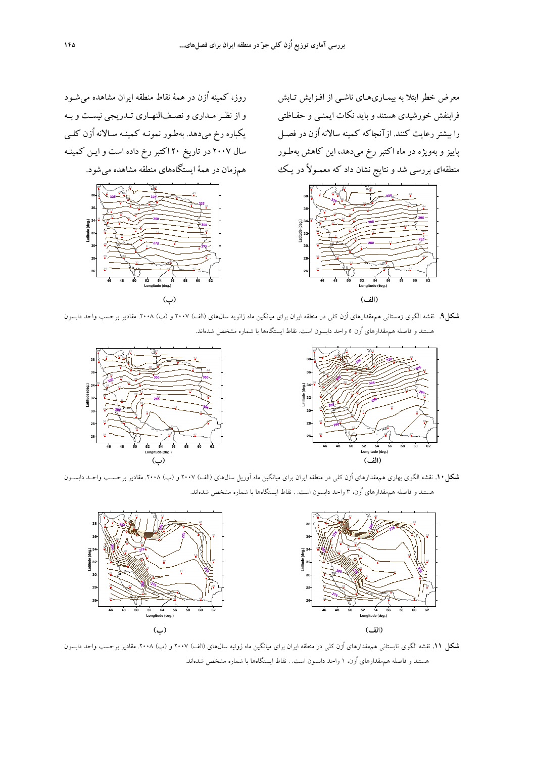معرض خطر ابتلا به بیماری‌های ناشی از افزایش تابش فرابنفش خورشیدی هستند و باید نکات ایمنی و حفاظتی را بیشتر رعایت کنند. ازآنجاکه کمینه سالانه اُزن در فصل پاییز و به‌ویژه در ماه اکتبر رخ می‌دهد، این کاهش به‌طور منطقه‌ای بررسی شد و نتایج نشان داد که معمولاً در یک روز، کمینه اُزن در همهٔ نقاط منطقه ایران مشاهده می‌شود و از نظر مداری و نصف‌النهاری تدریجی نیست و به یکباره رخ می‌دهد. به‌طور نمونه کمینه سالانه اُزن کلی سال ۲۰۰۷ در تاریخ ۲۰ اکتبر رخ داده است و این کمینه هم‌زمان در همهٔ ایستگاه‌های منطقه مشاهده می‌شود.

**شکل ۹.** نقشه الگوی زمستانی هم‌مقدارهای اُزن کلی در منطقه ایران برای میانگین ماه ژانویه سال‌های (الف) ۲۰۰۷ و (ب) ۲۰۰۸. مقادیر برحسب واحد دابسون هستند و فاصله هم‌مقدارهای اُزن ۵ واحد دابسون است. نقاط ایستگاه‌ها با شماره مشخص شده‌اند.

**شکل ۱۰.** نقشه الگوی بهاری هم‌مقدارهای اُزن کلی در منطقه ایران برای میانگین ماه آوریل سال‌های (الف) ۲۰۰۷ و (ب) ۲۰۰۸. مقادیر برحسب واحد دابسون هستند و فاصله هم‌مقدارهای اُزن، ۳ واحد دابسون است. . نقاط ایستگاه‌ها با شماره مشخص شده‌اند.

**شکل ۱۱.** نقشه الگوی تابستانی هم‌مقدارهای اُزن کلی در منطقه ایران برای میانگین ماه ژوئیه سال‌های (الف) ۲۰۰۷ و (ب) ۲۰۰۸. مقادیر برحسب واحد دابسون هستند و فاصله هم‌مقدارهای اُزن، ۱ واحد دابسون است. . نقاط ایستگاه‌ها با شماره مشخص شده‌اند.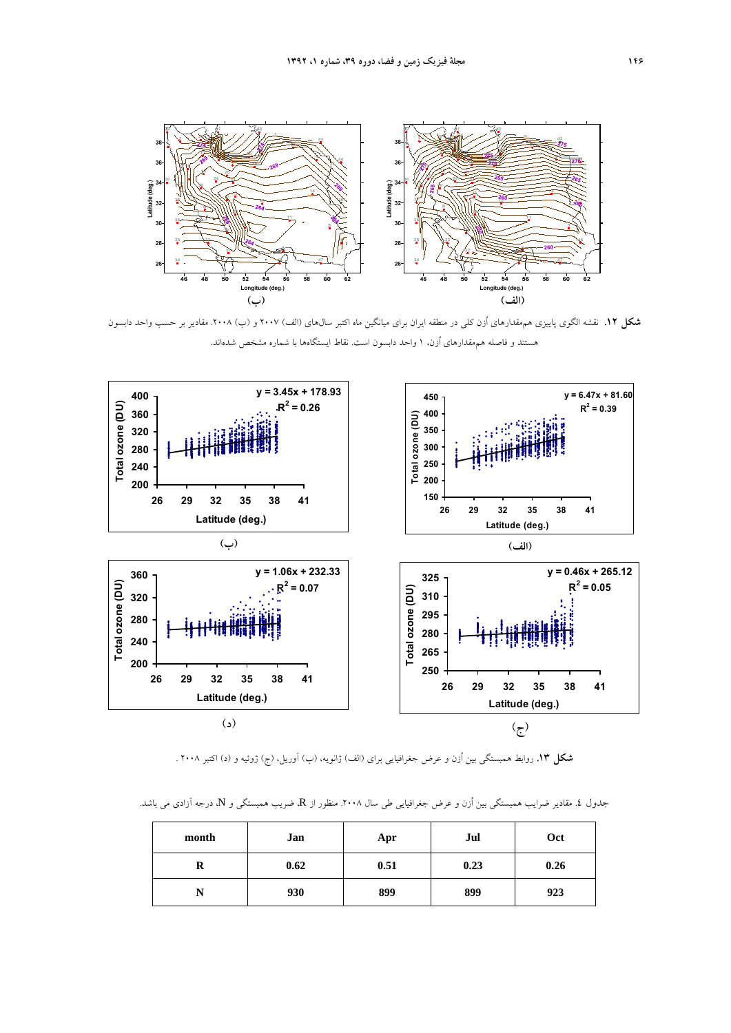**شکل ۱۲.** نقشه الگوی پاییزی هم‌مقدارهای اُزن کلی در منطقه ایران برای میانگین ماه اکتبر سال‌های (الف) ۲۰۰۷ و (ب) ۲۰۰۸. مقادیر بر حسب واحد دابسون هستند و فاصله هم‌مقدارهای اُزن، ۱ واحد دابسون است. نقاط ایستگاه‌ها با شماره مشخص شده‌اند.

**شکل ۱۳.** روابط همبستگی بین اُزن و عرض جغرافیایی برای (الف) ژانویه، (ب) آوریل، (ج) ژوئیه و (د) اکتبر ۲۰۰۸ .

جدول ٤. مقادیر ضرایب همبستگی بین اُزن و عرض جغرافیایی طی سال ۲۰۰۸. منظور از R، ضریب همبستگی و N، درجه آزادی می باشد.

| month | Jan | Apr | Jul | Oct |
|---|---|---|---|---|
| R | 0.62 | 0.51 | 0.23 | 0.26 |
| N | 930 | 899 | 899 | 923 |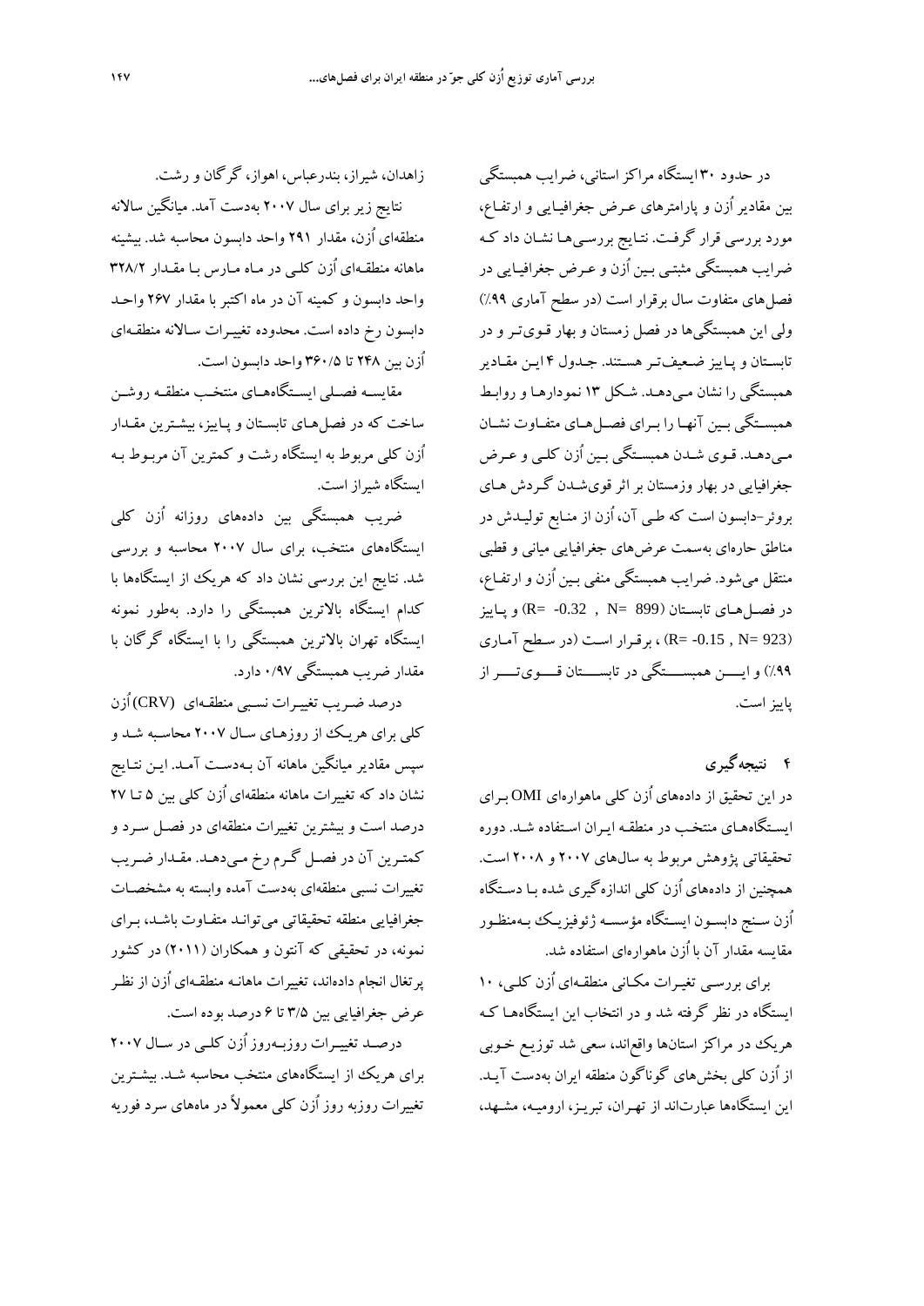در حدود ۳۰ ایستگاه مراکز استانی، ضرایب همبستگی بین مقادیر اُزن و پارامترهای عرض جغرافیایی و ارتفاع، مورد بررسی قرار گرفت. نتایج بررسی‌ها نشان داد که ضرایب همبستگی مثبتی بین اُزن و عرض جغرافیایی در فصل‌های متفاوت سال برقرار است (در سطح آماری ۹۹٪) ولی این همبستگی‌ها در فصل زمستان و بهار قوی‌تر و در تابستان و پاییز ضعیف‌تر هستند. جدول ۴ این مقادیر همبستگی را نشان می‌دهد. شکل ۱۳ نمودارها و روابط همبستگی بین آنها را برای فصل‌های متفاوت نشان می‌دهد. قوی شدن همبستگی بین اُزن کلی و عرض جغرافیایی در بهار وزمستان بر اثر قوی‌شدن گردش های بروئر-دابسون است که طی آن، اُزن از منابع تولیدش در مناطق حاره‌ای به‌سمت عرض‌های جغرافیایی میانی و قطبی منتقل می‌شود. ضرایب همبستگی منفی بین اُزن و ارتفاع، در فصل‌های تابستان ($R= -0.32$ , $N= 899$) و پاییز ($R= -0.15$ , $N= 923$) ، برقرار است (در سطح آماری ۹۹٪) و این همبستگی در تابستان قوی‌تر از پاییز است.

## ۴ نتیجه‌گیری

در این تحقیق از داده‌های اُزن کلی ماهواره‌ای OMI برای ایستگاه‌های منتخب در منطقه ایران استفاده شد. دوره تحقیقاتی پژوهش مربوط به سال‌های ۲۰۰۷ و ۲۰۰۸ است. همچنین از داده‌های اُزن کلی اندازه‌گیری شده با دستگاه اُزن سنج دابسون ایستگاه مؤسسه ژئوفیزیک به‌منظور مقایسه مقدار آن با اُزن ماهواره‌ای استفاده شد.

برای بررسی تغیرات مکانی منطقه‌ای اُزن کلی، ۱۰ ایستگاه در نظر گرفته شد و در انتخاب این ایستگاه‌ها که هریک در مراکز استان‌ها واقع‌اند، سعی شد توزیع خوبی از اُزن کلی بخش‌های گوناگون منطقه ایران به‌دست آید. این ایستگاه‌ها عبارت‌اند از تهران، تبریز، ارومیه، مشهد، زاهدان، شیراز، بندرعباس، اهواز، گرگان و رشت.

نتایج زیر برای سال ۲۰۰۷ به‌دست آمد. میانگین سالانه منطقه‌ای اُزن، مقدار ۲۹۱ واحد دابسون محاسبه شد. بیشینه ماهانه منطقه‌ای اُزن کلی در ماه مارس با مقدار ۳۲۸/۲ واحد دابسون و کمینه آن در ماه اکتبر با مقدار ۲۶۷ واحد دابسون رخ داده است. محدوده تغییرات سالانه منطقه‌ای اُزن بین ۲۴۸ تا ۳۶۰/۵ واحد دابسون است.

مقایسه فصلی ایستگاه‌های منتخب منطقه روشن ساخت که در فصل‌های تابستان و پاییز، بیشترین مقدار اُزن کلی مربوط به ایستگاه رشت و کمترین آن مربوط به ایستگاه شیراز است.

ضریب همبستگی بین داده‌های روزانه اُزن کلی ایستگاه‌های منتخب، برای سال ۲۰۰۷ محاسبه و بررسی شد. نتایج این بررسی نشان داد که هریک از ایستگاه‌ها با کدام ایستگاه بالاترین همبستگی را دارد. به‌طور نمونه ایستگاه تهران بالاترین همبستگی را با ایستگاه گرگان با مقدار ضریب همبستگی ۰/۹۷ دارد.

درصد ضریب تغییرات نسبی منطقه‌ای (CRV) اُزن کلی برای هریک از روزهای سال ۲۰۰۷ محاسبه شد و سپس مقادیر میانگین ماهانه آن به‌دست آمد. این نتایج نشان داد که تغییرات ماهانه منطقه‌ای اُزن کلی بین ۵ تا ۲۷ درصد است و بیشترین تغییرات منطقه‌ای در فصل سرد و کمترین آن در فصل گرم رخ می‌دهد. مقدار ضریب تغییرات نسبی منطقه‌ای به‌دست آمده وابسته به مشخصات جغرافیایی منطقه تحقیقاتی می‌تواند متفاوت باشد، برای نمونه، در تحقیقی که آنتون و همکاران (۲۰۱۱) در کشور پرتغال انجام داده‌اند، تغییرات ماهانه منطقه‌ای اُزن از نظر عرض جغرافیایی بین ۳/۵ تا ۶ درصد بوده است.

درصد تغییرات روزبه‌روز اُزن کلی در سال ۲۰۰۷ برای هریک از ایستگاه‌های منتخب محاسبه شد. بیشترین تغییرات روزبه روز اُزن کلی معمولاً در ماه‌های سرد فوریه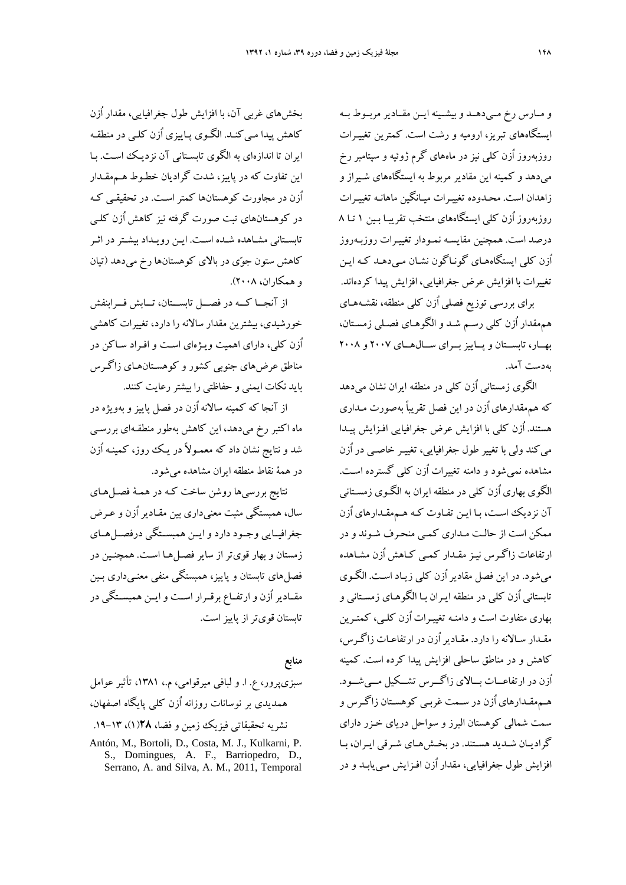و مـارس رخ مـی‌دهـد و بیشـینه ایـن مقـادیر مربـوط بـه ایستگاه‌های تبریز، ارومیه و رشت است. کمترین تغییـرات روزبه‌روز اُزن کلی نیز در ماه‌های گرم ژوئیه و سپتامبر رخ می‌دهد و کمینه این مقادیر مربوط به ایستگاه‌های شـیراز و زاهدان است. محـدوده تغییـرات میـانگین ماهانـه تغییـرات روزبه‌روز اُزن کلی ایستگاه‌های منتخب تقریبـا بـین ۱ تـا ۸ درصد است. همچنین مقایسـه نمـودار تغییـرات روزبـه‌روز اُزن کلی ایستگاه‌هـای گونـاگون نشـان مـی‌دهـد کـه ایـن تغییرات با افزایش عرض جغرافیایی، افزایش پیدا کرده‌اند.

برای بررسی توزیع فصلی اُزن کلی منطقه، نقشـه‌هـای هم‌مقدار اُزن کلی رسـم شـد و الگوهـای فصـلی زمسـتان، بهـار، تابسـتان و پـاییز بـرای سـال‌هـای ۲۰۰۷ و ۲۰۰۸ به‌دست آمد.

الگوی زمستانی اُزن کلی در منطقه ایران نشان می‌دهد که هم‌مقدارهای اُزن در این فصل تقریباً به‌صورت مـداری هستند. اُزن کلی با افزایش عرض جغرافیایی افـزایش پیـدا می‌کند ولی با تغییر طول جغرافیایی، تغییـر خاصـی در اُزن مشاهده نمی‌شود و دامنه تغییرات اُزن کلی گسترده اسـت. الگوی بهاری اُزن کلی در منطقه ایران به الگـوی زمسـتانی آن نزدیک اسـت، بـا ایـن تفـاوت کـه هـم‌مقـدارهای اُزن ممکن است از حالـت مـداری کمـی منحـرف شـوند و در ارتفاعات زاگـرس نیـز مقـدار کمـی کـاهش اُزن مشـاهده می‌شود. در این فصل مقادیر اُزن کلی زیـاد اسـت. الگـوی تابستانی اُزن کلی در منطقه ایـران بـا الگوهـای زمسـتانی و بهاری متفاوت است و دامنـه تغییـرات اُزن کلـی، کمتـرین مقـدار سـالانه را دارد. مقـادیر اُزن در ارتفاعـات زاگـرس، کاهش و در مناطق ساحلی افزایش پیدا کرده است. کمینه اُزن در ارتفاعـات بـالای زاگـرس تشـکیل مـی‌شـود. هـم‌مقـدارهای اُزن در سـمت غربـی کوهسـتان زاگـرس و سمت شمالی کوهستان البرز و سواحل دریای خـزر دارای گرادیـان شـدید هسـتند. در بخـش‌هـای شـرقی ایـران، بـا افزایش طول جغرافیایی، مقدار اُزن افـزایش مـی‌یابـد و در بخش‌های غربی آن، با افزایش طول جغرافیایی، مقدار اُزن کاهش پیدا مـی‌کنـد. الگـوی پـاییزی اُزن کلـی در منطقـه ایران تا اندازه‌ای به الگوی تابسـتانی آن نزدیـک اسـت. بـا این تفاوت که در پاییز، شدت گرادیان خطـوط هـم‌مقـدار اُزن در مجاورت کوهستان‌ها کمتر اسـت. در تحقیقـی کـه در کوهستان‌های تبت صورت گرفته نیز کاهش اُزن کلـی تابسـتانی مشـاهده شـده اسـت. ایـن رویـداد بیشـتر در اثـر کاهش ستون جوّی در بالای کوهستان‌ها رخ می‌دهد (تیان و همکاران، ۲۰۰۸).

از آنجـا کـه در فصـل تابسـتان، تـابش فـرابنفش خورشیدی، بیشترین مقدار سالانه را دارد، تغییرات کاهشی اُزن کلی، دارای اهمیت ویـژه‌ای اسـت و افـراد سـاکن در مناطق عرض‌های جنوبی کشور و کوهسـتان‌هـای زاگـرس باید نکات ایمنی و حفاظتی را بیشتر رعایت کنند.

از آنجا که کمینه سالانه اُزن در فصل پاییز و به‌ویژه در ماه اکتبر رخ می‌دهد، این کاهش به‌طور منطقـه‌ای بررسـی شد و نتایج نشان داد که معمـولاً در یـک روز، کمینـه اُزن در همهٔ نقاط منطقه ایران مشاهده می‌شود.

نتایج بررسی‌ها روشن ساخت کـه در همـهٔ فصـل‌هـای سال، همبستگی مثبت معنی‌داری بین مقـادیر اُزن و عـرض جغرافیـایی وجـود دارد و ایـن همبسـتگی درفصـل‌هـای زمستان و بهار قوی‌تر از سایر فصل‌هـا اسـت. همچنـین در فصل‌های تابستان و پاییز، همبستگی منفی معنـی‌داری بـین مقـادیر اُزن و ارتفـاع برقـرار اسـت و ایـن همبسـتگی در تابستان قوی‌تر از پاییز است.

## منابع

سبزی‌پرور، ع. ا. و لبافی میرقوامی، م.، ۱۳۸۱، تأثیر عوامل همدیدی بر نوسانات روزانه اُزن کلی پایگاه اصفهان، نشریه تحقیقاتی فیزیک زمین و فضا، **۲۸**(۱)، ۱۳–۱۹.

Antón, M., Bortoli, D., Costa, M. J., Kulkarni, P. S., Domingues, A. F., Barriopedro, D., Serrano, A. and Silva, A. M., 2011, Temporal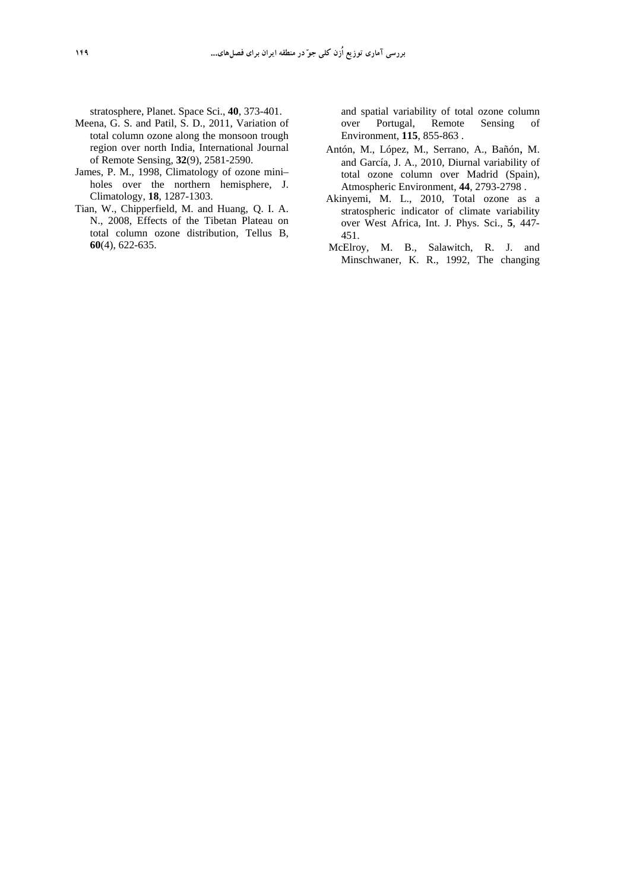stratosphere, Planet. Space Sci., **40**, 373-401.

Meena, G. S. and Patil, S. D., 2011, Variation of total column ozone along the monsoon trough region over north India, International Journal of Remote Sensing, **32**(9), 2581-2590.

James, P. M., 1998, Climatology of ozone mini–holes over the northern hemisphere, J. Climatology, **18**, 1287-1303.

Tian, W., Chipperfield, M. and Huang, Q. I. A. N., 2008, Effects of the Tibetan Plateau on total column ozone distribution, Tellus B, **60**(4), 622-635.

and spatial variability of total ozone column over Portugal, Remote Sensing of Environment, **115**, 855-863 .

Antón, M., López, M., Serrano, A., Bañón, M. and García, J. A., 2010, Diurnal variability of total ozone column over Madrid (Spain), Atmospheric Environment, **44**, 2793-2798 .

Akinyemi, M. L., 2010, Total ozone as a stratospheric indicator of climate variability over West Africa, Int. J. Phys. Sci., **5**, 447-451.

McElroy, M. B., Salawitch, R. J. and Minschwaner, K. R., 1992, The changing